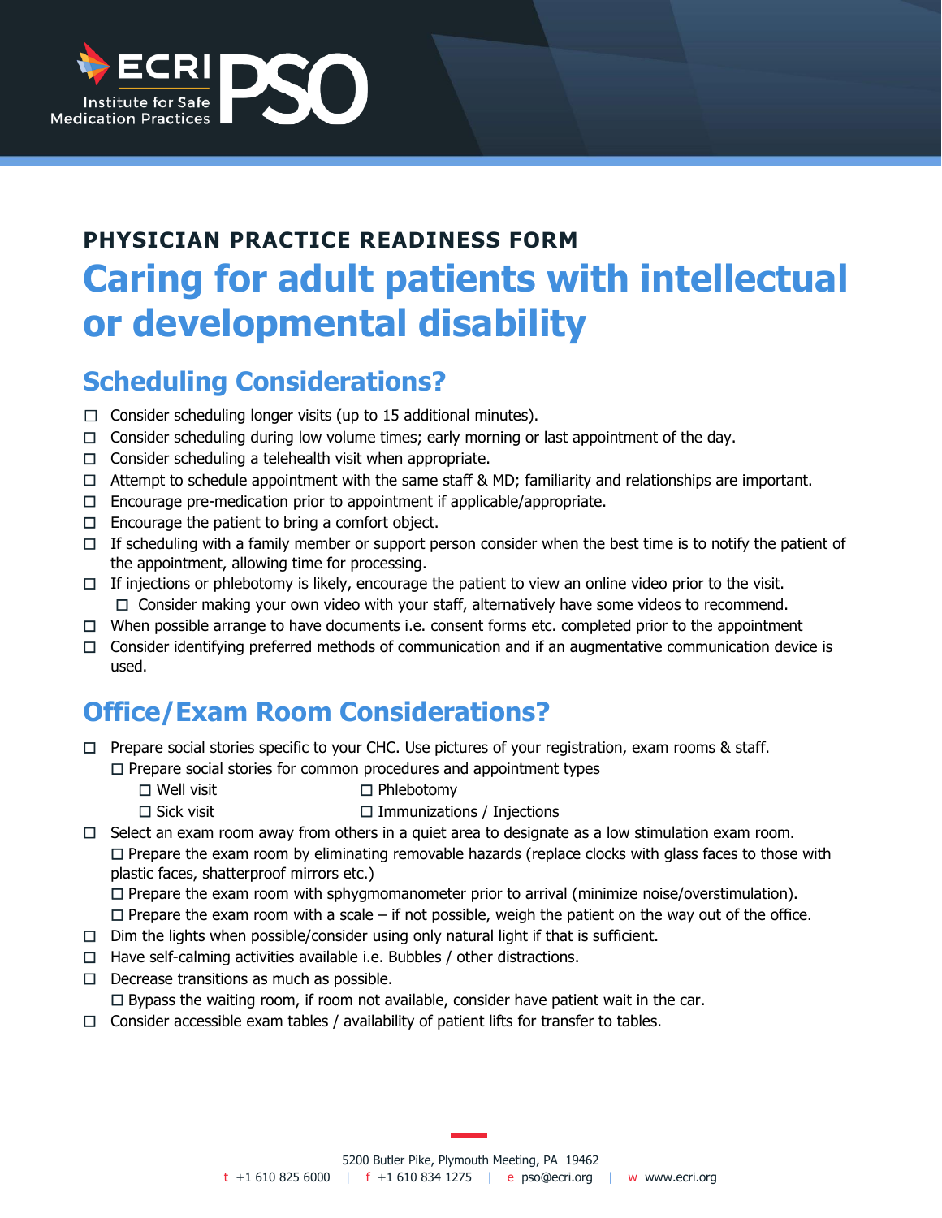ECRI Institute for Safe Medication Practices PSO

**PHYSICIAN PRACTICE READINESS FORM**

# Caring for adult patients with intellectual or developmental disability

## Scheduling Considerations?

- ☐ Consider scheduling longer visits (up to 15 additional minutes).
- ☐ Consider scheduling during low volume times; early morning or last appointment of the day.
- ☐ Consider scheduling a telehealth visit when appropriate.
- ☐ Attempt to schedule appointment with the same staff & MD; familiarity and relationships are important.
- ☐ Encourage pre-medication prior to appointment if applicable/appropriate.
- ☐ Encourage the patient to bring a comfort object.
- ☐ If scheduling with a family member or support person consider when the best time is to notify the patient of the appointment, allowing time for processing.
- ☐ If injections or phlebotomy is likely, encourage the patient to view an online video prior to the visit.
  - ☐ Consider making your own video with your staff, alternatively have some videos to recommend.
- ☐ When possible arrange to have documents i.e. consent forms etc. completed prior to the appointment
- ☐ Consider identifying preferred methods of communication and if an augmentative communication device is used.

## Office/Exam Room Considerations?

- ☐ Prepare social stories specific to your CHC. Use pictures of your registration, exam rooms & staff.
  - ☐ Prepare social stories for common procedures and appointment types
    - ☐ Well visit
    - ☐ Sick visit
    - ☐ Phlebotomy
    - ☐ Immunizations / Injections
- ☐ Select an exam room away from others in a quiet area to designate as a low stimulation exam room.
  - ☐ Prepare the exam room by eliminating removable hazards (replace clocks with glass faces to those with plastic faces, shatterproof mirrors etc.)
  - ☐ Prepare the exam room with sphygmomanometer prior to arrival (minimize noise/overstimulation).
  - ☐ Prepare the exam room with a scale – if not possible, weigh the patient on the way out of the office.
- ☐ Dim the lights when possible/consider using only natural light if that is sufficient.
- ☐ Have self-calming activities available i.e. Bubbles / other distractions.
- ☐ Decrease transitions as much as possible.
  - ☐ Bypass the waiting room, if room not available, consider have patient wait in the car.
- ☐ Consider accessible exam tables / availability of patient lifts for transfer to tables.

5200 Butler Pike, Plymouth Meeting, PA 19462
t +1 610 825 6000 | f +1 610 834 1275 | e pso@ecri.org | w www.ecri.org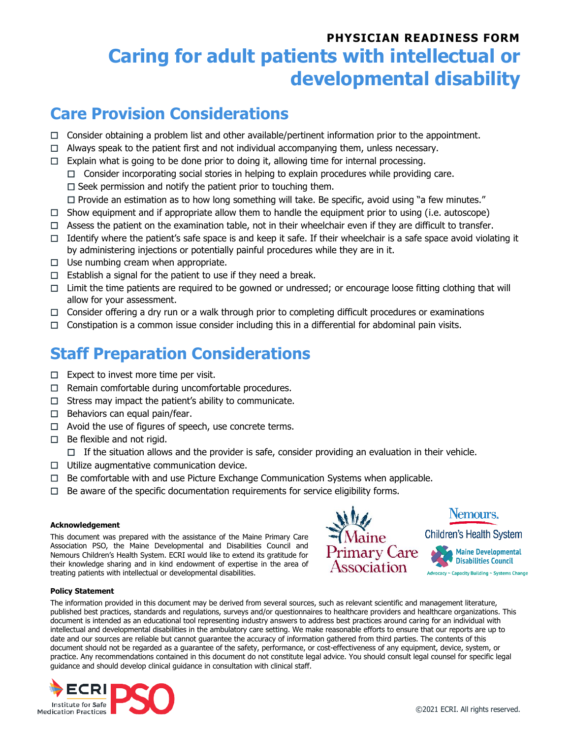**PHYSICIAN READINESS FORM**

# Caring for adult patients with intellectual or developmental disability

## Care Provision Considerations

- ☐ Consider obtaining a problem list and other available/pertinent information prior to the appointment.
- ☐ Always speak to the patient first and not individual accompanying them, unless necessary.
- ☐ Explain what is going to be done prior to doing it, allowing time for internal processing.
  - ☐ Consider incorporating social stories in helping to explain procedures while providing care.
  - ☐ Seek permission and notify the patient prior to touching them.
  - ☐ Provide an estimation as to how long something will take. Be specific, avoid using "a few minutes."
- ☐ Show equipment and if appropriate allow them to handle the equipment prior to using (i.e. autoscope)
- ☐ Assess the patient on the examination table, not in their wheelchair even if they are difficult to transfer.
- ☐ Identify where the patient's safe space is and keep it safe. If their wheelchair is a safe space avoid violating it by administering injections or potentially painful procedures while they are in it.
- ☐ Use numbing cream when appropriate.
- ☐ Establish a signal for the patient to use if they need a break.
- ☐ Limit the time patients are required to be gowned or undressed; or encourage loose fitting clothing that will allow for your assessment.
- ☐ Consider offering a dry run or a walk through prior to completing difficult procedures or examinations
- ☐ Constipation is a common issue consider including this in a differential for abdominal pain visits.

## Staff Preparation Considerations

- ☐ Expect to invest more time per visit.
- ☐ Remain comfortable during uncomfortable procedures.
- ☐ Stress may impact the patient's ability to communicate.
- ☐ Behaviors can equal pain/fear.
- ☐ Avoid the use of figures of speech, use concrete terms.
- ☐ Be flexible and not rigid.
  - ☐ If the situation allows and the provider is safe, consider providing an evaluation in their vehicle.
- ☐ Utilize augmentative communication device.
- ☐ Be comfortable with and use Picture Exchange Communication Systems when applicable.
- ☐ Be aware of the specific documentation requirements for service eligibility forms.

**Acknowledgement**

This document was prepared with the assistance of the Maine Primary Care Association PSO, the Maine Developmental and Disabilities Council and Nemours Children's Health System. ECRI would like to extend its gratitude for their knowledge sharing and in kind endowment of expertise in the area of treating patients with intellectual or developmental disabilities.

Maine Primary Care Association

Nemours. Children's Health System

Maine Developmental Disabilities Council
Advocacy ~ Capacity Building ~ Systems Change

**Policy Statement**

The information provided in this document may be derived from several sources, such as relevant scientific and management literature, published best practices, standards and regulations, surveys and/or questionnaires to healthcare providers and healthcare organizations. This document is intended as an educational tool representing industry answers to address best practices around caring for an individual with intellectual and developmental disabilities in the ambulatory care setting. We make reasonable efforts to ensure that our reports are up to date and our sources are reliable but cannot guarantee the accuracy of information gathered from third parties. The contents of this document should not be regarded as a guarantee of the safety, performance, or cost-effectiveness of any equipment, device, system, or practice. Any recommendations contained in this document do not constitute legal advice. You should consult legal counsel for specific legal guidance and should develop clinical guidance in consultation with clinical staff.

ECRI Institute for Safe Medication Practices PSO

©2021 ECRI. All rights reserved.